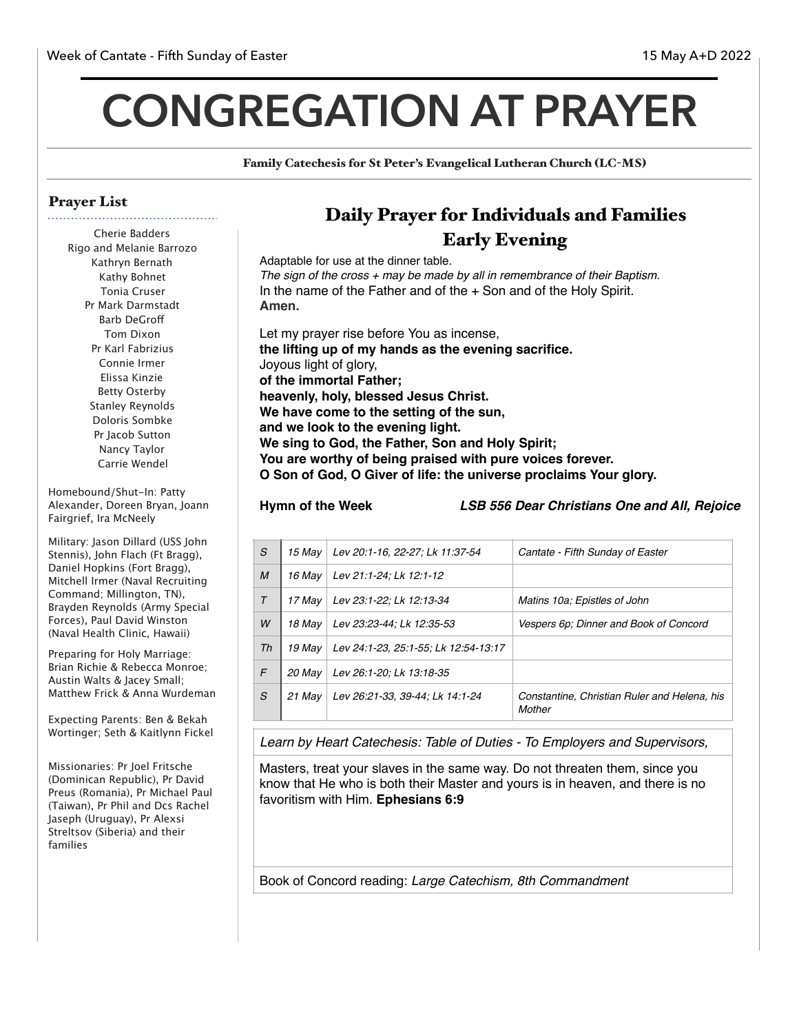Week of Cantate - Fifth Sunday of Easter

15 May A+D 2022

# CONGREGATION AT PRAYER

Family Catechesis for St Peter's Evangelical Lutheran Church (LC-MS)

## Prayer List

Cherie Badders
Rigo and Melanie Barrozo
Kathryn Bernath
Kathy Bohnet
Tonia Cruser
Pr Mark Darmstadt
Barb DeGroff
Tom Dixon
Pr Karl Fabrizius
Connie Irmer
Elissa Kinzie
Betty Osterby
Stanley Reynolds
Doloris Sombke
Pr Jacob Sutton
Nancy Taylor
Carrie Wendel

Homebound/Shut-In: Patty Alexander, Doreen Bryan, Joann Fairgrief, Ira McNeely

Military: Jason Dillard (USS John Stennis), John Flach (Ft Bragg), Daniel Hopkins (Fort Bragg), Mitchell Irmer (Naval Recruiting Command; Millington, TN), Brayden Reynolds (Army Special Forces), Paul David Winston (Naval Health Clinic, Hawaii)

Preparing for Holy Marriage: Brian Richie & Rebecca Monroe; Austin Walts & Jacey Small; Matthew Frick & Anna Wurdeman

Expecting Parents: Ben & Bekah Wortinger; Seth & Kaitlynn Fickel

Missionaries: Pr Joel Fritsche (Dominican Republic), Pr David Preus (Romania), Pr Michael Paul (Taiwan), Pr Phil and Dcs Rachel Jaseph (Uruguay), Pr Alexsi Streltsov (Siberia) and their families

## Daily Prayer for Individuals and Families
## Early Evening

Adaptable for use at the dinner table.
*The sign of the cross + may be made by all in remembrance of their Baptism.*
In the name of the Father and of the + Son and of the Holy Spirit.
**Amen.**

Let my prayer rise before You as incense,
**the lifting up of my hands as the evening sacrifice.**
Joyous light of glory,
**of the immortal Father;**
**heavenly, holy, blessed Jesus Christ.**
**We have come to the setting of the sun,**
**and we look to the evening light.**
**We sing to God, the Father, Son and Holy Spirit;**
**You are worthy of being praised with pure voices forever.**
**O Son of God, O Giver of life: the universe proclaims Your glory.**

**Hymn of the Week** ***LSB 556 Dear Christians One and All, Rejoice***

| | | | |
|---|---|---|---|
| *S* | *15 May* | *Lev 20:1-16, 22-27; Lk 11:37-54* | *Cantate - Fifth Sunday of Easter* |
| *M* | *16 May* | *Lev 21:1-24; Lk 12:1-12* | |
| *T* | *17 May* | *Lev 23:1-22; Lk 12:13-34* | *Matins 10a; Epistles of John* |
| *W* | *18 May* | *Lev 23:23-44; Lk 12:35-53* | *Vespers 6p; Dinner and Book of Concord* |
| *Th* | *19 May* | *Lev 24:1-23, 25:1-55; Lk 12:54-13:17* | |
| *F* | *20 May* | *Lev 26:1-20; Lk 13:18-35* | |
| *S* | *21 May* | *Lev 26:21-33, 39-44; Lk 14:1-24* | *Constantine, Christian Ruler and Helena, his Mother* |

*Learn by Heart Catechesis: Table of Duties - To Employers and Supervisors,*

Masters, treat your slaves in the same way. Do not threaten them, since you know that He who is both their Master and yours is in heaven, and there is no favoritism with Him. **Ephesians 6:9**

Book of Concord reading: *Large Catechism, 8th Commandment*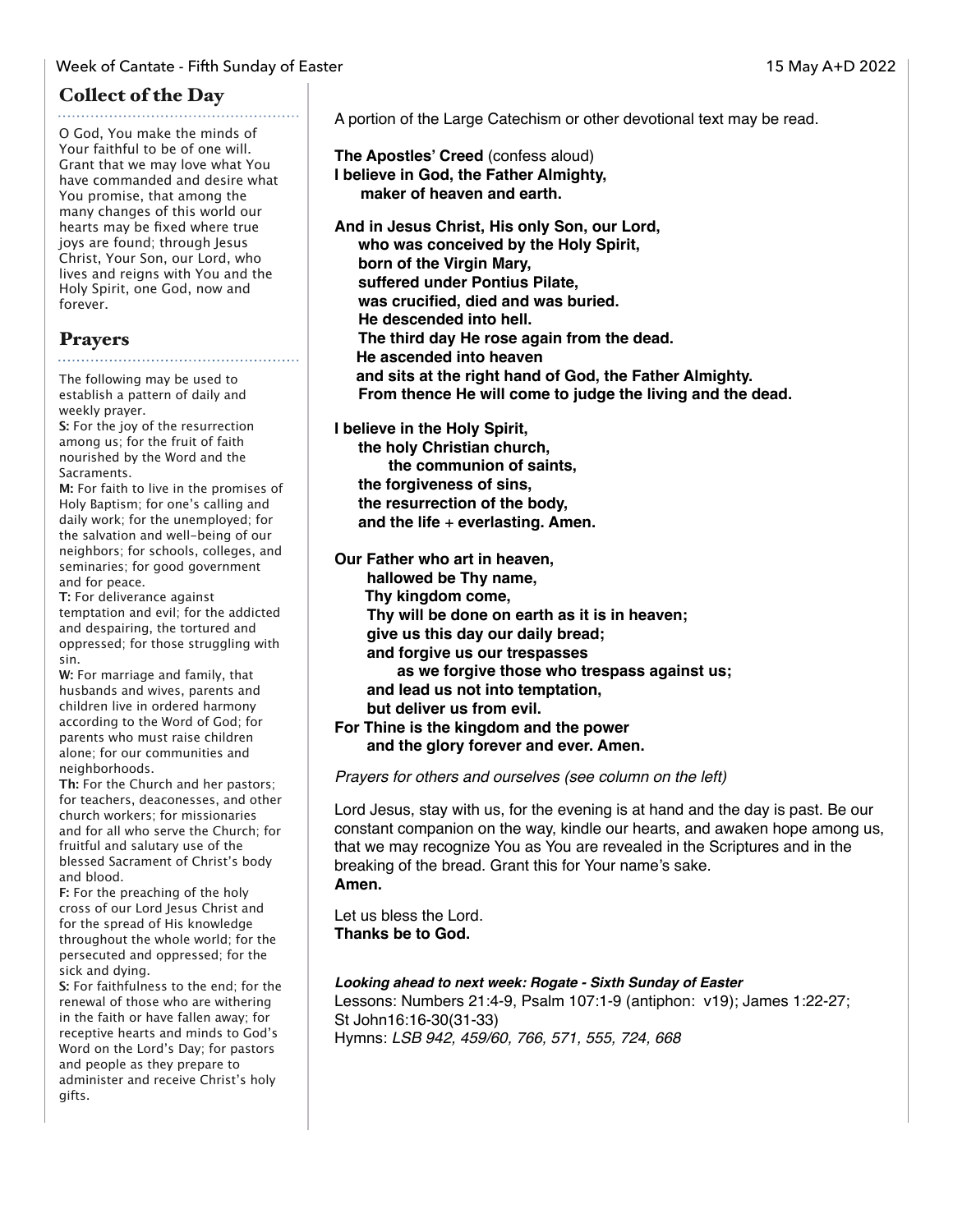## Collect of the Day

O God, You make the minds of Your faithful to be of one will. Grant that we may love what You have commanded and desire what You promise, that among the many changes of this world our hearts may be fixed where true joys are found; through Jesus Christ, Your Son, our Lord, who lives and reigns with You and the Holy Spirit, one God, now and forever.

## Prayers

The following may be used to establish a pattern of daily and weekly prayer.

**S:** For the joy of the resurrection among us; for the fruit of faith nourished by the Word and the Sacraments.

**M:** For faith to live in the promises of Holy Baptism; for one's calling and daily work; for the unemployed; for the salvation and well-being of our neighbors; for schools, colleges, and seminaries; for good government and for peace.

**T:** For deliverance against temptation and evil; for the addicted and despairing, the tortured and oppressed; for those struggling with sin.

**W:** For marriage and family, that husbands and wives, parents and children live in ordered harmony according to the Word of God; for parents who must raise children alone; for our communities and neighborhoods.

**Th:** For the Church and her pastors; for teachers, deaconesses, and other church workers; for missionaries and for all who serve the Church; for fruitful and salutary use of the blessed Sacrament of Christ's body and blood.

**F:** For the preaching of the holy cross of our Lord Jesus Christ and for the spread of His knowledge throughout the whole world; for the persecuted and oppressed; for the sick and dying.

**S:** For faithfulness to the end; for the renewal of those who are withering in the faith or have fallen away; for receptive hearts and minds to God's Word on the Lord's Day; for pastors and people as they prepare to administer and receive Christ's holy gifts.

A portion of the Large Catechism or other devotional text may be read.

**The Apostles' Creed** (confess aloud)
**I believe in God, the Father Almighty,**
**maker of heaven and earth.**

**And in Jesus Christ, His only Son, our Lord,**
**who was conceived by the Holy Spirit,**
**born of the Virgin Mary,**
**suffered under Pontius Pilate,**
**was crucified, died and was buried.**
**He descended into hell.**
**The third day He rose again from the dead.**
**He ascended into heaven**
**and sits at the right hand of God, the Father Almighty.**
**From thence He will come to judge the living and the dead.**

**I believe in the Holy Spirit,**
**the holy Christian church,**
**the communion of saints,**
**the forgiveness of sins,**
**the resurrection of the body,**
**and the life + everlasting. Amen.**

**Our Father who art in heaven,**
**hallowed be Thy name,**
**Thy kingdom come,**
**Thy will be done on earth as it is in heaven;**
**give us this day our daily bread;**
**and forgive us our trespasses**
**as we forgive those who trespass against us;**
**and lead us not into temptation,**
**but deliver us from evil.**
**For Thine is the kingdom and the power**
**and the glory forever and ever. Amen.**

*Prayers for others and ourselves (see column on the left)*

Lord Jesus, stay with us, for the evening is at hand and the day is past. Be our constant companion on the way, kindle our hearts, and awaken hope among us, that we may recognize You as You are revealed in the Scriptures and in the breaking of the bread. Grant this for Your name's sake.
**Amen.**

Let us bless the Lord.
**Thanks be to God.**

***Looking ahead to next week: Rogate - Sixth Sunday of Easter***
Lessons: Numbers 21:4-9, Psalm 107:1-9 (antiphon: v19); James 1:22-27; St John16:16-30(31-33)
Hymns: *LSB 942, 459/60, 766, 571, 555, 724, 668*